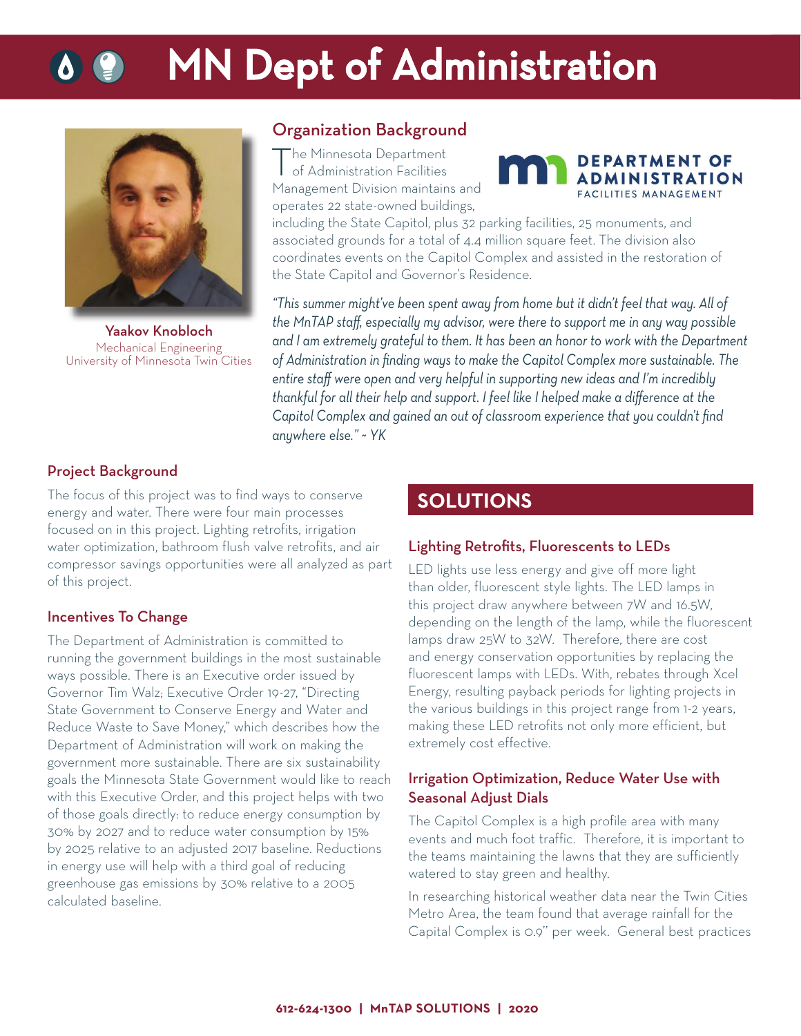# MN Dept of Administration

**Yaakov Knobloch**
Mechanical Engineering
University of Minnesota Twin Cities

## Organization Background

The Minnesota Department of Administration Facilities Management Division maintains and operates 22 state-owned buildings, including the State Capitol, plus 32 parking facilities, 25 monuments, and associated grounds for a total of 4.4 million square feet. The division also coordinates events on the Capitol Complex and assisted in the restoration of the State Capitol and Governor's Residence.

*"This summer might've been spent away from home but it didn't feel that way. All of the MnTAP staff, especially my advisor, were there to support me in any way possible and I am extremely grateful to them. It has been an honor to work with the Department of Administration in finding ways to make the Capitol Complex more sustainable. The entire staff were open and very helpful in supporting new ideas and I'm incredibly thankful for all their help and support. I feel like I helped make a difference at the Capitol Complex and gained an out of classroom experience that you couldn't find anywhere else." ~ YK*

## Project Background

The focus of this project was to find ways to conserve energy and water. There were four main processes focused on in this project. Lighting retrofits, irrigation water optimization, bathroom flush valve retrofits, and air compressor savings opportunities were all analyzed as part of this project.

## Incentives To Change

The Department of Administration is committed to running the government buildings in the most sustainable ways possible. There is an Executive order issued by Governor Tim Walz; Executive Order 19-27, "Directing State Government to Conserve Energy and Water and Reduce Waste to Save Money," which describes how the Department of Administration will work on making the government more sustainable. There are six sustainability goals the Minnesota State Government would like to reach with this Executive Order, and this project helps with two of those goals directly: to reduce energy consumption by 30% by 2027 and to reduce water consumption by 15% by 2025 relative to an adjusted 2017 baseline. Reductions in energy use will help with a third goal of reducing greenhouse gas emissions by 30% relative to a 2005 calculated baseline.

# SOLUTIONS

## Lighting Retrofits, Fluorescents to LEDs

LED lights use less energy and give off more light than older, fluorescent style lights. The LED lamps in this project draw anywhere between 7W and 16.5W, depending on the length of the lamp, while the fluorescent lamps draw 25W to 32W. Therefore, there are cost and energy conservation opportunities by replacing the fluorescent lamps with LEDs. With, rebates through Xcel Energy, resulting payback periods for lighting projects in the various buildings in this project range from 1-2 years, making these LED retrofits not only more efficient, but extremely cost effective.

## Irrigation Optimization, Reduce Water Use with Seasonal Adjust Dials

The Capitol Complex is a high profile area with many events and much foot traffic. Therefore, it is important to the teams maintaining the lawns that they are sufficiently watered to stay green and healthy.

In researching historical weather data near the Twin Cities Metro Area, the team found that average rainfall for the Capital Complex is 0.9" per week. General best practices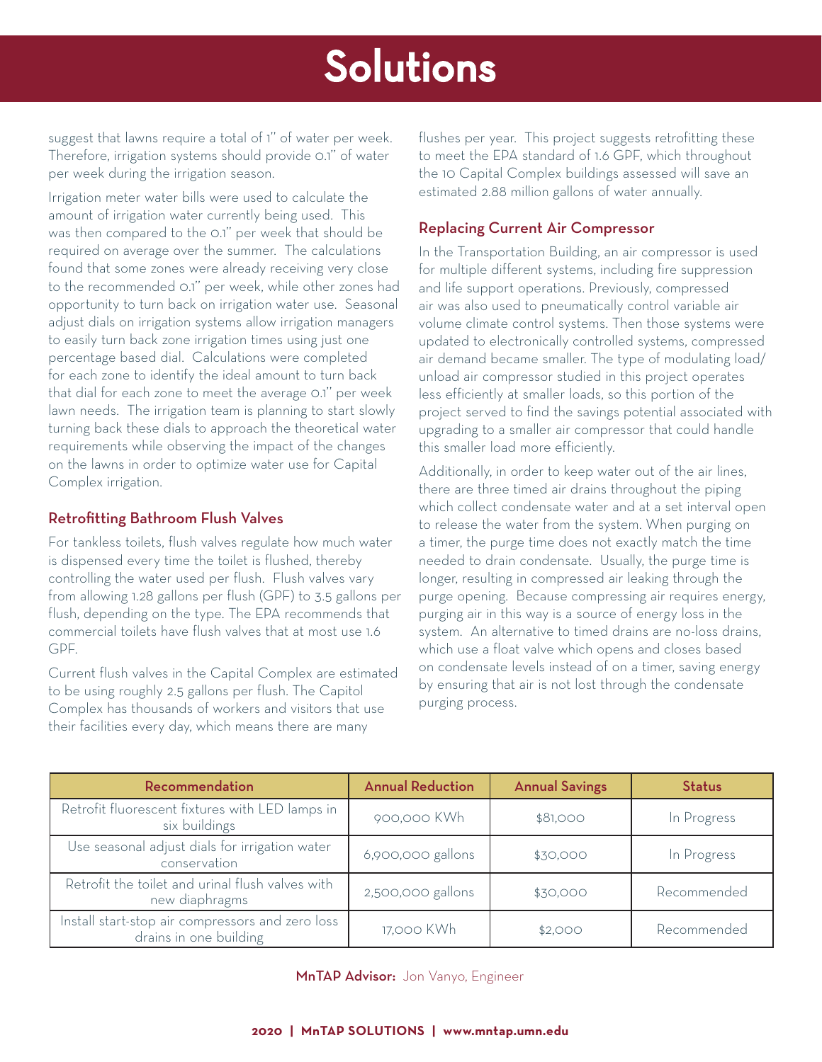# Solutions

suggest that lawns require a total of 1" of water per week. Therefore, irrigation systems should provide 0.1" of water per week during the irrigation season.

Irrigation meter water bills were used to calculate the amount of irrigation water currently being used. This was then compared to the 0.1" per week that should be required on average over the summer. The calculations found that some zones were already receiving very close to the recommended 0.1" per week, while other zones had opportunity to turn back on irrigation water use. Seasonal adjust dials on irrigation systems allow irrigation managers to easily turn back zone irrigation times using just one percentage based dial. Calculations were completed for each zone to identify the ideal amount to turn back that dial for each zone to meet the average 0.1" per week lawn needs. The irrigation team is planning to start slowly turning back these dials to approach the theoretical water requirements while observing the impact of the changes on the lawns in order to optimize water use for Capital Complex irrigation.

### Retrofitting Bathroom Flush Valves

For tankless toilets, flush valves regulate how much water is dispensed every time the toilet is flushed, thereby controlling the water used per flush. Flush valves vary from allowing 1.28 gallons per flush (GPF) to 3.5 gallons per flush, depending on the type. The EPA recommends that commercial toilets have flush valves that at most use 1.6 GPF.

Current flush valves in the Capital Complex are estimated to be using roughly 2.5 gallons per flush. The Capitol Complex has thousands of workers and visitors that use their facilities every day, which means there are many flushes per year. This project suggests retrofitting these to meet the EPA standard of 1.6 GPF, which throughout the 10 Capital Complex buildings assessed will save an estimated 2.88 million gallons of water annually.

### Replacing Current Air Compressor

In the Transportation Building, an air compressor is used for multiple different systems, including fire suppression and life support operations. Previously, compressed air was also used to pneumatically control variable air volume climate control systems. Then those systems were updated to electronically controlled systems, compressed air demand became smaller. The type of modulating load/unload air compressor studied in this project operates less efficiently at smaller loads, so this portion of the project served to find the savings potential associated with upgrading to a smaller air compressor that could handle this smaller load more efficiently.

Additionally, in order to keep water out of the air lines, there are three timed air drains throughout the piping which collect condensate water and at a set interval open to release the water from the system. When purging on a timer, the purge time does not exactly match the time needed to drain condensate. Usually, the purge time is longer, resulting in compressed air leaking through the purge opening. Because compressing air requires energy, purging air in this way is a source of energy loss in the system. An alternative to timed drains are no-loss drains, which use a float valve which opens and closes based on condensate levels instead of on a timer, saving energy by ensuring that air is not lost through the condensate purging process.

| Recommendation | Annual Reduction | Annual Savings | Status |
|---|---|---|---|
| Retrofit fluorescent fixtures with LED lamps in six buildings | 900,000 KWh | $81,000 | In Progress |
| Use seasonal adjust dials for irrigation water conservation | 6,900,000 gallons | $30,000 | In Progress |
| Retrofit the toilet and urinal flush valves with new diaphragms | 2,500,000 gallons | $30,000 | Recommended |
| Install start-stop air compressors and zero loss drains in one building | 17,000 KWh | $2,000 | Recommended |

**MnTAP Advisor:** Jon Vanyo, Engineer